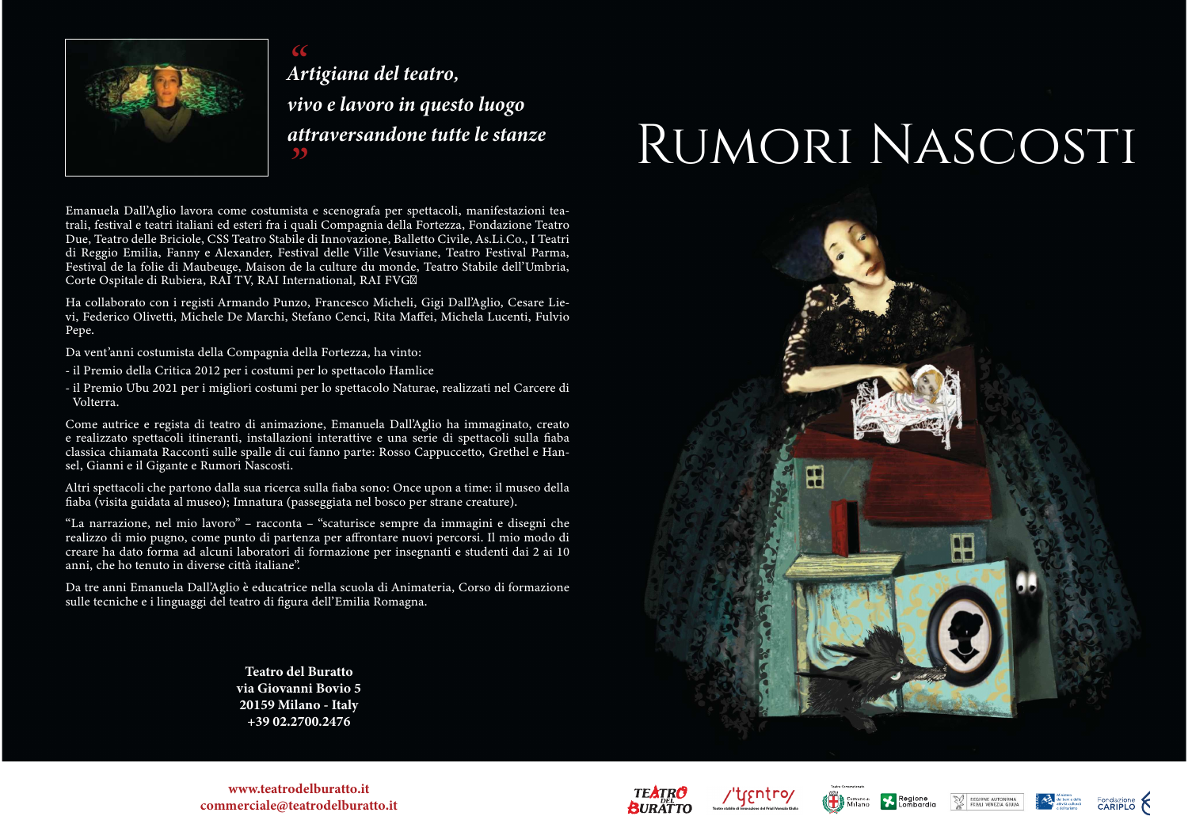> *Artigiana del teatro,*
> *vivo e lavoro in questo luogo*
> *attraversandone tutte le stanze*

# Rumori Nascosti

Emanuela Dall'Aglio lavora come costumista e scenografa per spettacoli, manifestazioni teatrali, festival e teatri italiani ed esteri fra i quali Compagnia della Fortezza, Fondazione Teatro Due, Teatro delle Briciole, CSS Teatro Stabile di Innovazione, Balletto Civile, As.Li.Co., I Teatri di Reggio Emilia, Fanny e Alexander, Festival delle Ville Vesuviane, Teatro Festival Parma, Festival de la folie di Maubeuge, Maison de la culture du monde, Teatro Stabile dell'Umbria, Corte Ospitale de Rubiera, RAI TV, RAI International, RAI FVG…

Ha collaborato con i registi Armando Punzo, Francesco Micheli, Gigi Dall'Aglio, Cesare Lievi, Federico Olivetti, Michele De Marchi, Stefano Cenci, Rita Maffei, Michela Lucenti, Fulvio Pepe.

Da vent'anni costumista della Compagnia della Fortezza, ha vinto:

- il Premio della Critica 2012 per i costumi per lo spettacolo Hamlice
- il Premio Ubu 2021 per i migliori costumi per lo spettacolo Naturae, realizzati nel Carcere di Volterra.

Come autrice e regista di teatro di animazione, Emanuela Dall'Aglio ha immaginato, creato e realizzato spettacoli itineranti, installazioni interattive e una serie di spettacoli sulla fiaba classica chiamata Racconti sulle spalle di cui fanno parte: Rosso Cappuccetto, Grethel e Hansel, Gianni e il Gigante e Rumori Nascosti.

Altri spettacoli che partono dalla sua ricerca sulla fiaba sono: Once upon a time: il museo della fiaba (visita guidata al museo); Imnatura (passeggiata nel bosco per strane creature).

"La narrazione, nel mio lavoro" – racconta – "scaturisce sempre da immagini e disegni che realizzo di mio pugno, come punto di partenza per affrontare nuovi percorsi. Il mio modo di creare ha dato forma ad alcuni laboratori di formazione per insegnanti e studenti dai 2 ai 10 anni, che ho tenuto in diverse città italiane".

Da tre anni Emanuela Dall'Aglio è educatrice nella scuola di Animateria, Corso di formazione sulle tecniche e i linguaggi del teatro di figura dell'Emilia Romagna.

**Teatro del Buratto**
**via Giovanni Bovio 5**
**20159 Milano - Italy**
**+39 02.2700.2476**

**www.teatrodelburatto.it**
**commerciale@teatrodelburatto.it**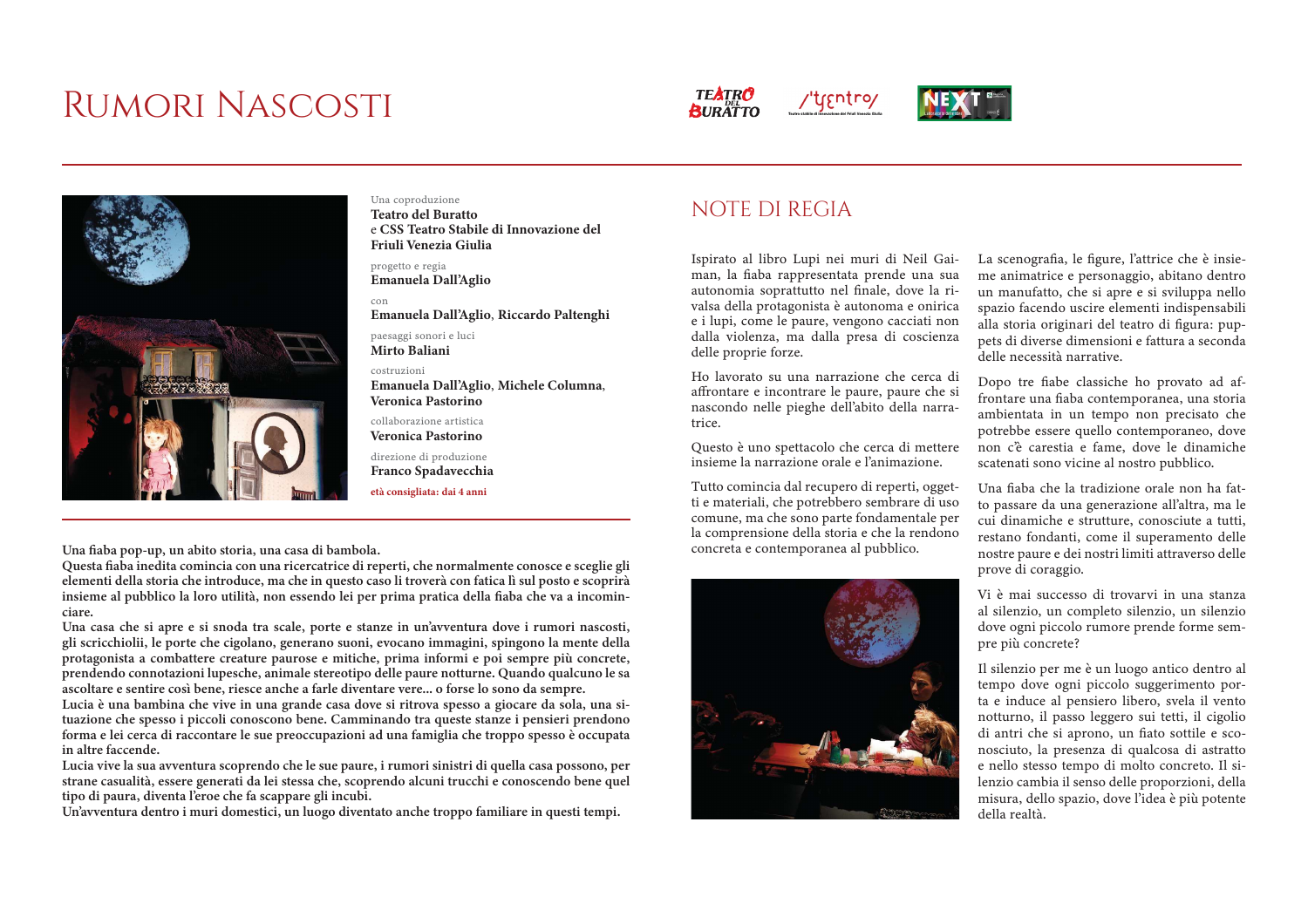# Rumori Nascosti

Una coproduzione
**Teatro del Buratto**
e **CSS Teatro Stabile di Innovazione del Friuli Venezia Giulia**

progetto e regia
**Emanuela Dall'Aglio**

con
**Emanuela Dall'Aglio**, **Riccardo Paltenghi**

paesaggi sonori e luci
**Mirto Baliani**

costruzioni
**Emanuela Dall'Aglio**, **Michele Columna**, **Veronica Pastorino**

collaborazione artistica
**Veronica Pastorino**

direzione di produzione
**Franco Spadavecchia**

**età consigliata: dai 4 anni**

**Una fiaba pop-up, un abito storia, una casa di bambola.**
**Questa fiaba inedita comincia con una ricercatrice di reperti, che normalmente conosce e sceglie gli elementi della storia che introduce, ma che in questo caso li troverà con fatica lì sul posto e scoprirà insieme al pubblico la loro utilità, non essendo lei per prima pratica della fiaba che va a incominciare.**
**Una casa che si apre e si snoda tra scale, porte e stanze in un'avventura dove i rumori nascosti, gli scricchiolii, le porte che cigolano, generano suoni, evocano immagini, spingono la mente della protagonista a combattere creature paurose e mitiche, prima informi e poi sempre più concrete, prendendo connotazioni lupesche, animale stereotipo delle paure notturne. Quando qualcuno le sa ascoltare e sentire così bene, riesce anche a farle diventare vere... o forse lo sono da sempre.**
**Lucia è una bambina che vive in una grande casa dove si ritrova spesso a giocare da sola, una situazione che spesso i piccoli conoscono bene. Camminando tra queste stanze i pensieri prendono forma e lei cerca di raccontare le sue preoccupazioni ad una famiglia che troppo spesso è occupata in altre faccende.**
**Lucia vive la sua avventura scoprendo che le sue paure, i rumori sinistri di quella casa possono, per strane casualità, essere generati da lei stessa che, scoprendo alcuni trucchi e conoscendo bene quel tipo di paura, diventa l'eroe che fa scappare gli incubi.**
**Un'avventura dentro i muri domestici, un luogo diventato anche troppo familiare in questi tempi.**

## NOTE DI REGIA

Ispirato al libro Lupi nei muri di Neil Gaiman, la fiaba rappresentata prende una sua autonomia soprattutto nel finale, dove la rivalsa della protagonista è autonoma e onirica e i lupi, come le paure, vengono cacciati non dalla violenza, ma dalla presa di coscienza delle proprie forze.

Ho lavorato su una narrazione che cerca di affrontare e incontrare le paure, paure che si nascondo nelle pieghe dell'abito della narratrice.

Questo è uno spettacolo che cerca di mettere insieme la narrazione orale e l'animazione.

Tutto comincia dal recupero di reperti, oggetti e materiali, che potrebbero sembrare di uso comune, ma che sono parte fondamentale per la comprensione della storia e che la rendono concreta e contemporanea al pubblico.

La scenografia, le figure, l'attrice che è insieme animatrice e personaggio, abitano dentro un manufatto, che si apre e si sviluppa nello spazio facendo uscire elementi indispensabili alla storia originari del teatro di figura: puppets di diverse dimensioni e fattura a seconda delle necessità narrative.

Dopo tre fiabe classiche ho provato ad affrontare una fiaba contemporanea, una storia ambientata in un tempo non precisato che potrebbe essere quello contemporaneo, dove non c'è carestia e fame, dove le dinamiche scatenati sono vicine al nostro pubblico.

Una fiaba che la tradizione orale non ha fatto passare da una generazione all'altra, ma le cui dinamiche e strutture, conosciute a tutti, restano fondanti, come il superamento delle nostre paure e dei nostri limiti attraverso delle prove di coraggio.

Vi è mai successo di trovarvi in una stanza al silenzio, un completo silenzio, un silenzio dove ogni piccolo rumore prende forme sempre più concrete?

Il silenzio per me è un luogo antico dentro al tempo dove ogni piccolo suggerimento porta e induce al pensiero libero, svela il vento notturno, il passo leggero sui tetti, il cigolio di antri che si aprono, un fiato sottile e sconosciuto, la presenza di qualcosa di astratto e nello stesso tempo di molto concreto. Il silenzio cambia il senso delle proporzioni, della misura, dello spazio, dove l'idea è più potente della realtà.